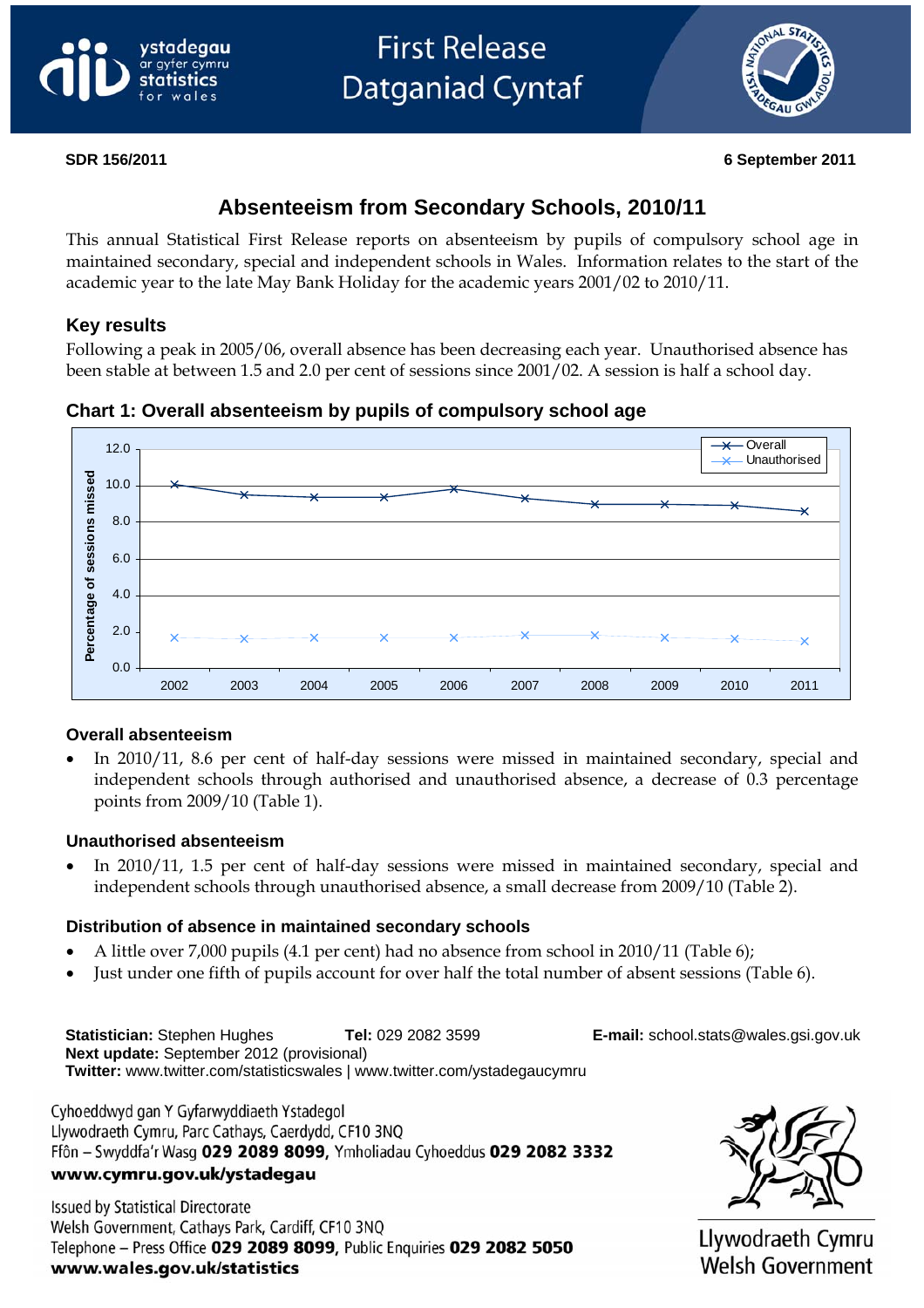ystadegau ar gyfer cymru
statistics for wales

First Release
Datganiad Cyntaf

**SDR 156/2011** **6 September 2011**

# Absenteeism from Secondary Schools, 2010/11

This annual Statistical First Release reports on absenteeism by pupils of compulsory school age in maintained secondary, special and independent schools in Wales. Information relates to the start of the academic year to the late May Bank Holiday for the academic years 2001/02 to 2010/11.

## Key results

Following a peak in 2005/06, overall absence has been decreasing each year. Unauthorised absence has been stable at between 1.5 and 2.0 per cent of sessions since 2001/02. A session is half a school day.

### Chart 1: Overall absenteeism by pupils of compulsory school age

### Overall absenteeism

- In 2010/11, 8.6 per cent of half-day sessions were missed in maintained secondary, special and independent schools through authorised and unauthorised absence, a decrease of 0.3 percentage points from 2009/10 (Table 1).

### Unauthorised absenteeism

- In 2010/11, 1.5 per cent of half-day sessions were missed in maintained secondary, special and independent schools through unauthorised absence, a small decrease from 2009/10 (Table 2).

### Distribution of absence in maintained secondary schools

- A little over 7,000 pupils (4.1 per cent) had no absence from school in 2010/11 (Table 6);
- Just under one fifth of pupils account for over half the total number of absent sessions (Table 6).

**Statistician:** Stephen Hughes **Tel:** 029 2082 3599 **E-mail:** school.stats@wales.gsi.gov.uk
**Next update:** September 2012 (provisional)
**Twitter:** www.twitter.com/statisticswales | www.twitter.com/ystadegaucymru

Cyhoeddwyd gan Y Gyfarwyddiaeth Ystadegol
Llywodraeth Cymru, Parc Cathays, Caerdydd, CF10 3NQ
Ffôn – Swyddfa'r Wasg **029 2089 8099**, Ymholiadau Cyhoeddus **029 2082 3332**
**www.cymru.gov.uk/ystadegau**

Issued by Statistical Directorate
Welsh Government, Cathays Park, Cardiff, CF10 3NQ
Telephone – Press Office **029 2089 8099**, Public Enquiries **029 2082 5050**
**www.wales.gov.uk/statistics**

Llywodraeth Cymru
Welsh Government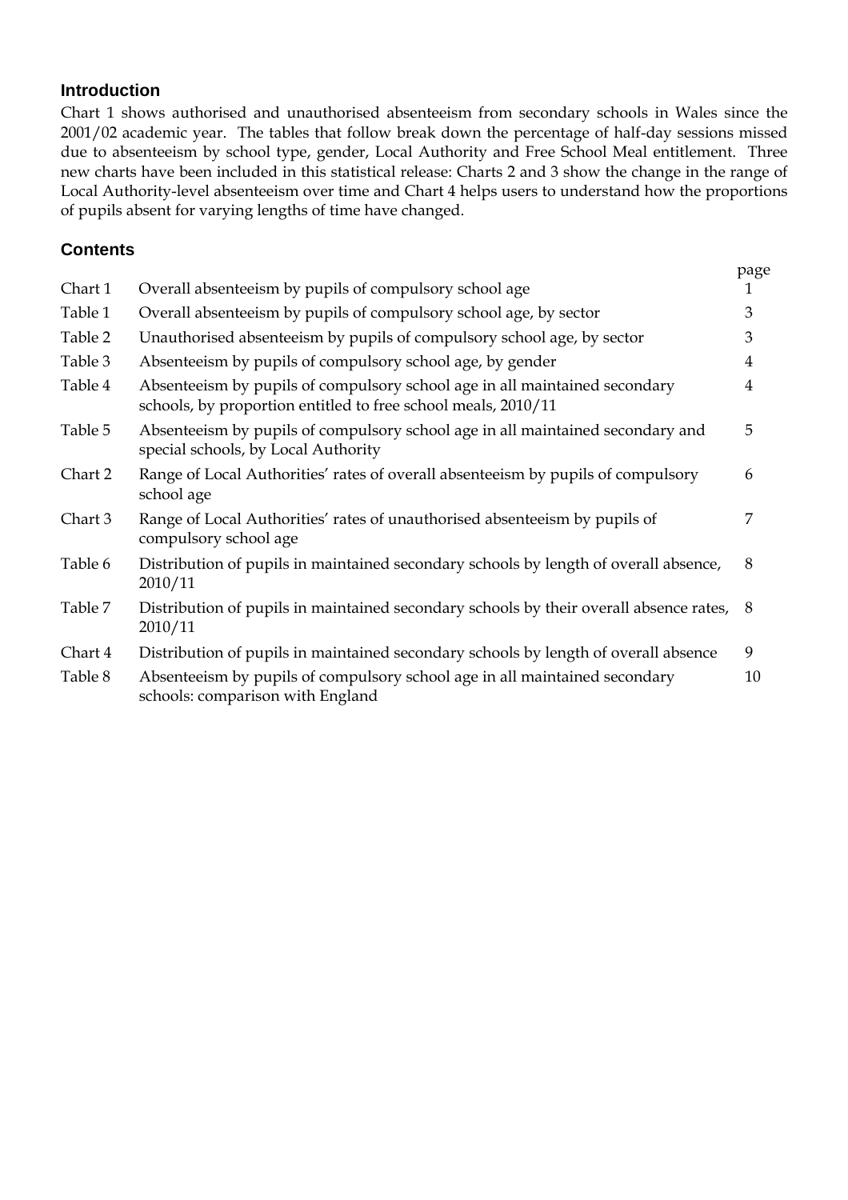## Introduction

Chart 1 shows authorised and unauthorised absenteeism from secondary schools in Wales since the 2001/02 academic year. The tables that follow break down the percentage of half-day sessions missed due to absenteeism by school type, gender, Local Authority and Free School Meal entitlement. Three new charts have been included in this statistical release: Charts 2 and 3 show the change in the range of Local Authority-level absenteeism over time and Chart 4 helps users to understand how the proportions of pupils absent for varying lengths of time have changed.

## Contents

| | | page |
|---|---|---|
| Chart 1 | Overall absenteeism by pupils of compulsory school age | 1 |
| Table 1 | Overall absenteeism by pupils of compulsory school age, by sector | 3 |
| Table 2 | Unauthorised absenteeism by pupils of compulsory school age, by sector | 3 |
| Table 3 | Absenteeism by pupils of compulsory school age, by gender | 4 |
| Table 4 | Absenteeism by pupils of compulsory school age in all maintained secondary schools, by proportion entitled to free school meals, 2010/11 | 4 |
| Table 5 | Absenteeism by pupils of compulsory school age in all maintained secondary and special schools, by Local Authority | 5 |
| Chart 2 | Range of Local Authorities' rates of overall absenteeism by pupils of compulsory school age | 6 |
| Chart 3 | Range of Local Authorities' rates of unauthorised absenteeism by pupils of compulsory school age | 7 |
| Table 6 | Distribution of pupils in maintained secondary schools by length of overall absence, 2010/11 | 8 |
| Table 7 | Distribution of pupils in maintained secondary schools by their overall absence rates, 2010/11 | 8 |
| Chart 4 | Distribution of pupils in maintained secondary schools by length of overall absence | 9 |
| Table 8 | Absenteeism by pupils of compulsory school age in all maintained secondary schools: comparison with England | 10 |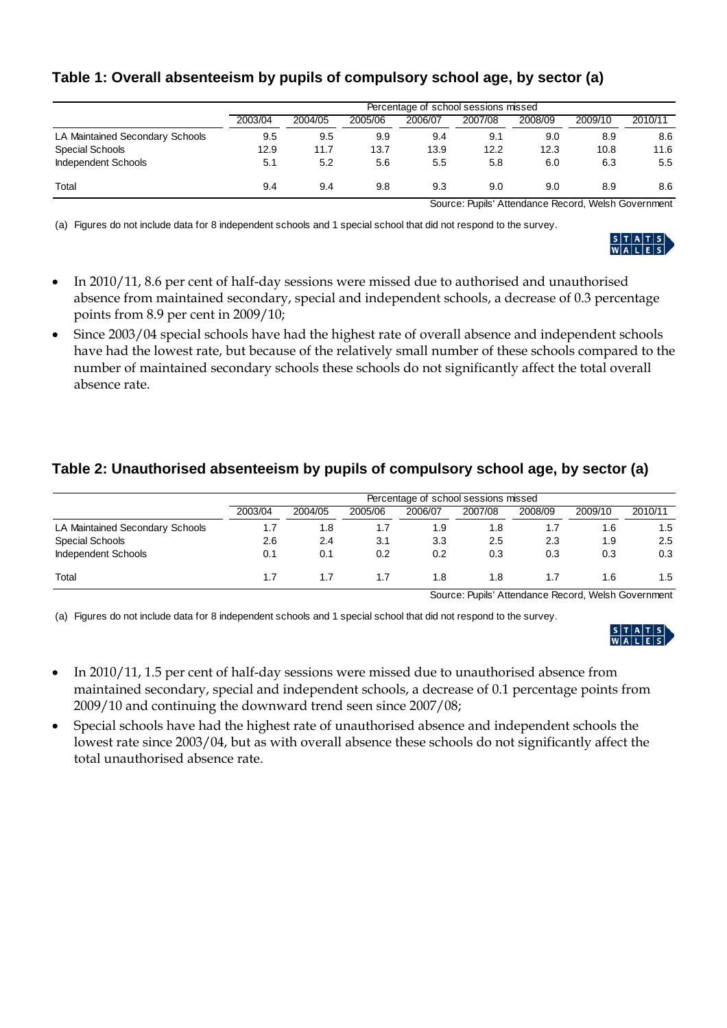## Table 1: Overall absenteeism by pupils of compulsory school age, by sector (a)

| | Percentage of school sessions missed | | | | | | | |
|---|---|---|---|---|---|---|---|---|
| | 2003/04 | 2004/05 | 2005/06 | 2006/07 | 2007/08 | 2008/09 | 2009/10 | 2010/11 |
| LA Maintained Secondary Schools | 9.5 | 9.5 | 9.9 | 9.4 | 9.1 | 9.0 | 8.9 | 8.6 |
| Special Schools | 12.9 | 11.7 | 13.7 | 13.9 | 12.2 | 12.3 | 10.8 | 11.6 |
| Independent Schools | 5.1 | 5.2 | 5.6 | 5.5 | 5.8 | 6.0 | 6.3 | 5.5 |
| Total | 9.4 | 9.4 | 9.8 | 9.3 | 9.0 | 9.0 | 8.9 | 8.6 |

Source: Pupils' Attendance Record, Welsh Government

(a) Figures do not include data for 8 independent schools and 1 special school that did not respond to the survey.

- In 2010/11, 8.6 per cent of half-day sessions were missed due to authorised and unauthorised absence from maintained secondary, special and independent schools, a decrease of 0.3 percentage points from 8.9 per cent in 2009/10;
- Since 2003/04 special schools have had the highest rate of overall absence and independent schools have had the lowest rate, but because of the relatively small number of these schools compared to the number of maintained secondary schools these schools do not significantly affect the total overall absence rate.

## Table 2: Unauthorised absenteeism by pupils of compulsory school age, by sector (a)

| | Percentage of school sessions missed | | | | | | | |
|---|---|---|---|---|---|---|---|---|
| | 2003/04 | 2004/05 | 2005/06 | 2006/07 | 2007/08 | 2008/09 | 2009/10 | 2010/11 |
| LA Maintained Secondary Schools | 1.7 | 1.8 | 1.7 | 1.9 | 1.8 | 1.7 | 1.6 | 1.5 |
| Special Schools | 2.6 | 2.4 | 3.1 | 3.3 | 2.5 | 2.3 | 1.9 | 2.5 |
| Independent Schools | 0.1 | 0.1 | 0.2 | 0.2 | 0.3 | 0.3 | 0.3 | 0.3 |
| Total | 1.7 | 1.7 | 1.7 | 1.8 | 1.8 | 1.7 | 1.6 | 1.5 |

Source: Pupils' Attendance Record, Welsh Government

(a) Figures do not include data for 8 independent schools and 1 special school that did not respond to the survey.

- In 2010/11, 1.5 per cent of half-day sessions were missed due to unauthorised absence from maintained secondary, special and independent schools, a decrease of 0.1 percentage points from 2009/10 and continuing the downward trend seen since 2007/08;
- Special schools have had the highest rate of unauthorised absence and independent schools the lowest rate since 2003/04, but as with overall absence these schools do not significantly affect the total unauthorised absence rate.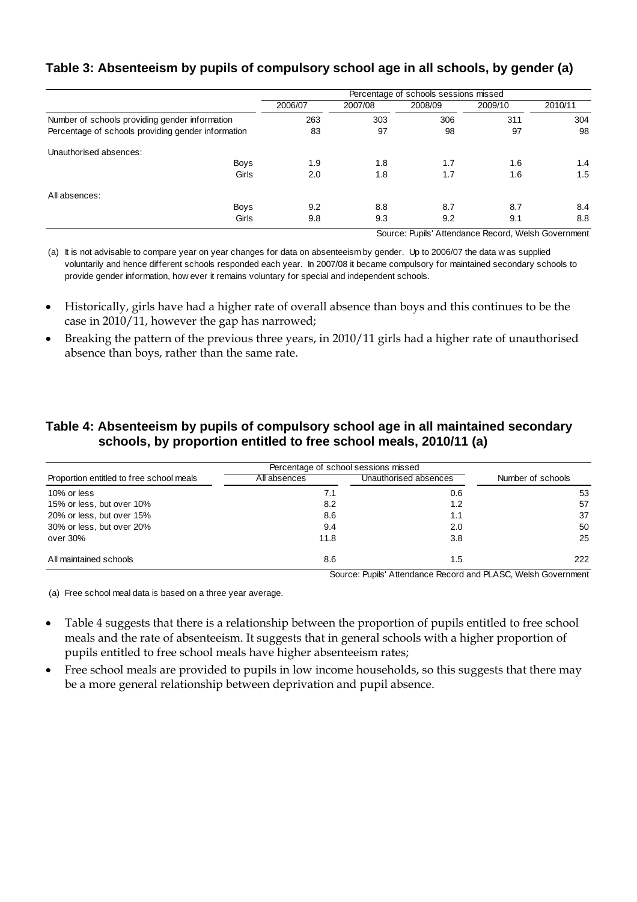### Table 3: Absenteeism by pupils of compulsory school age in all schools, by gender (a)

| | | Percentage of schools sessions missed | | | | |
|---|---|---|---|---|---|---|
| | | 2006/07 | 2007/08 | 2008/09 | 2009/10 | 2010/11 |
| Number of schools providing gender information | | 263 | 303 | 306 | 311 | 304 |
| Percentage of schools providing gender information | | 83 | 97 | 98 | 97 | 98 |
| Unauthorised absences: | | | | | | |
| | Boys | 1.9 | 1.8 | 1.7 | 1.6 | 1.4 |
| | Girls | 2.0 | 1.8 | 1.7 | 1.6 | 1.5 |
| All absences: | | | | | | |
| | Boys | 9.2 | 8.8 | 8.7 | 8.7 | 8.4 |
| | Girls | 9.8 | 9.3 | 9.2 | 9.1 | 8.8 |

Source: Pupils' Attendance Record, Welsh Government

(a) It is not advisable to compare year on year changes for data on absenteeism by gender. Up to 2006/07 the data was supplied voluntarily and hence different schools responded each year. In 2007/08 it became compulsory for maintained secondary schools to provide gender information, however it remains voluntary for special and independent schools.

- Historically, girls have had a higher rate of overall absence than boys and this continues to be the case in 2010/11, however the gap has narrowed;
- Breaking the pattern of the previous three years, in 2010/11 girls had a higher rate of unauthorised absence than boys, rather than the same rate.

### Table 4: Absenteeism by pupils of compulsory school age in all maintained secondary schools, by proportion entitled to free school meals, 2010/11 (a)

| | Percentage of school sessions missed | | |
|---|---|---|---|
| Proportion entitled to free school meals | All absences | Unauthorised absences | Number of schools |
| 10% or less | 7.1 | 0.6 | 53 |
| 15% or less, but over 10% | 8.2 | 1.2 | 57 |
| 20% or less, but over 15% | 8.6 | 1.1 | 37 |
| 30% or less, but over 20% | 9.4 | 2.0 | 50 |
| over 30% | 11.8 | 3.8 | 25 |
| All maintained schools | 8.6 | 1.5 | 222 |

Source: Pupils' Attendance Record and PLASC, Welsh Government

(a) Free school meal data is based on a three year average.

- Table 4 suggests that there is a relationship between the proportion of pupils entitled to free school meals and the rate of absenteeism. It suggests that in general schools with a higher proportion of pupils entitled to free school meals have higher absenteeism rates;
- Free school meals are provided to pupils in low income households, so this suggests that there may be a more general relationship between deprivation and pupil absence.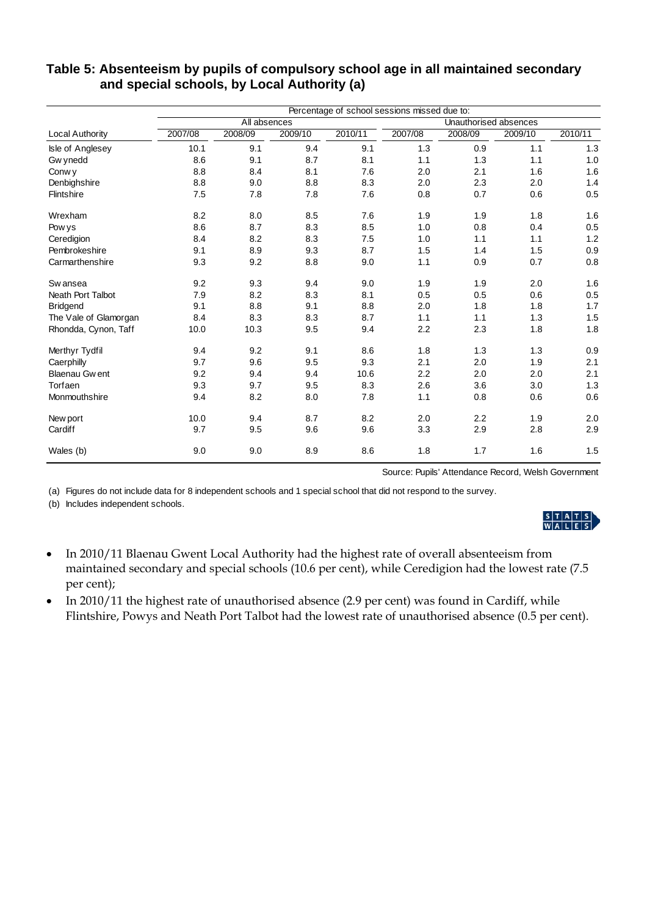**Table 5: Absenteeism by pupils of compulsory school age in all maintained secondary and special schools, by Local Authority (a)**

| | Percentage of school sessions missed due to: | | | | | | | |
|---|---|---|---|---|---|---|---|---|
| | All absences | | | | Unauthorised absences | | | |
| Local Authority | 2007/08 | 2008/09 | 2009/10 | 2010/11 | 2007/08 | 2008/09 | 2009/10 | 2010/11 |
| Isle of Anglesey | 10.1 | 9.1 | 9.4 | 9.1 | 1.3 | 0.9 | 1.1 | 1.3 |
| Gwynedd | 8.6 | 9.1 | 8.7 | 8.1 | 1.1 | 1.3 | 1.1 | 1.0 |
| Conwy | 8.8 | 8.4 | 8.1 | 7.6 | 2.0 | 2.1 | 1.6 | 1.6 |
| Denbighshire | 8.8 | 9.0 | 8.8 | 8.3 | 2.0 | 2.3 | 2.0 | 1.4 |
| Flintshire | 7.5 | 7.8 | 7.8 | 7.6 | 0.8 | 0.7 | 0.6 | 0.5 |
| Wrexham | 8.2 | 8.0 | 8.5 | 7.6 | 1.9 | 1.9 | 1.8 | 1.6 |
| Powys | 8.6 | 8.7 | 8.3 | 8.5 | 1.0 | 0.8 | 0.4 | 0.5 |
| Ceredigion | 8.4 | 8.2 | 8.3 | 7.5 | 1.0 | 1.1 | 1.1 | 1.2 |
| Pembrokeshire | 9.1 | 8.9 | 9.3 | 8.7 | 1.5 | 1.4 | 1.5 | 0.9 |
| Carmarthenshire | 9.3 | 9.2 | 8.8 | 9.0 | 1.1 | 0.9 | 0.7 | 0.8 |
| Swansea | 9.2 | 9.3 | 9.4 | 9.0 | 1.9 | 1.9 | 2.0 | 1.6 |
| Neath Port Talbot | 7.9 | 8.2 | 8.3 | 8.1 | 0.5 | 0.5 | 0.6 | 0.5 |
| Bridgend | 9.1 | 8.8 | 9.1 | 8.8 | 2.0 | 1.8 | 1.8 | 1.7 |
| The Vale of Glamorgan | 8.4 | 8.3 | 8.3 | 8.7 | 1.1 | 1.1 | 1.3 | 1.5 |
| Rhondda, Cynon, Taff | 10.0 | 10.3 | 9.5 | 9.4 | 2.2 | 2.3 | 1.8 | 1.8 |
| Merthyr Tydfil | 9.4 | 9.2 | 9.1 | 8.6 | 1.8 | 1.3 | 1.3 | 0.9 |
| Caerphilly | 9.7 | 9.6 | 9.5 | 9.3 | 2.1 | 2.0 | 1.9 | 2.1 |
| Blaenau Gwent | 9.2 | 9.4 | 9.4 | 10.6 | 2.2 | 2.0 | 2.0 | 2.1 |
| Torfaen | 9.3 | 9.7 | 9.5 | 8.3 | 2.6 | 3.6 | 3.0 | 1.3 |
| Monmouthshire | 9.4 | 8.2 | 8.0 | 7.8 | 1.1 | 0.8 | 0.6 | 0.6 |
| Newport | 10.0 | 9.4 | 8.7 | 8.2 | 2.0 | 2.2 | 1.9 | 2.0 |
| Cardiff | 9.7 | 9.5 | 9.6 | 9.6 | 3.3 | 2.9 | 2.8 | 2.9 |
| Wales (b) | 9.0 | 9.0 | 8.9 | 8.6 | 1.8 | 1.7 | 1.6 | 1.5 |

Source: Pupils' Attendance Record, Welsh Government

(a) Figures do not include data for 8 independent schools and 1 special school that did not respond to the survey.

(b) Includes independent schools.

- In 2010/11 Blaenau Gwent Local Authority had the highest rate of overall absenteeism from maintained secondary and special schools (10.6 per cent), while Ceredigion had the lowest rate (7.5 per cent);
- In 2010/11 the highest rate of unauthorised absence (2.9 per cent) was found in Cardiff, while Flintshire, Powys and Neath Port Talbot had the lowest rate of unauthorised absence (0.5 per cent).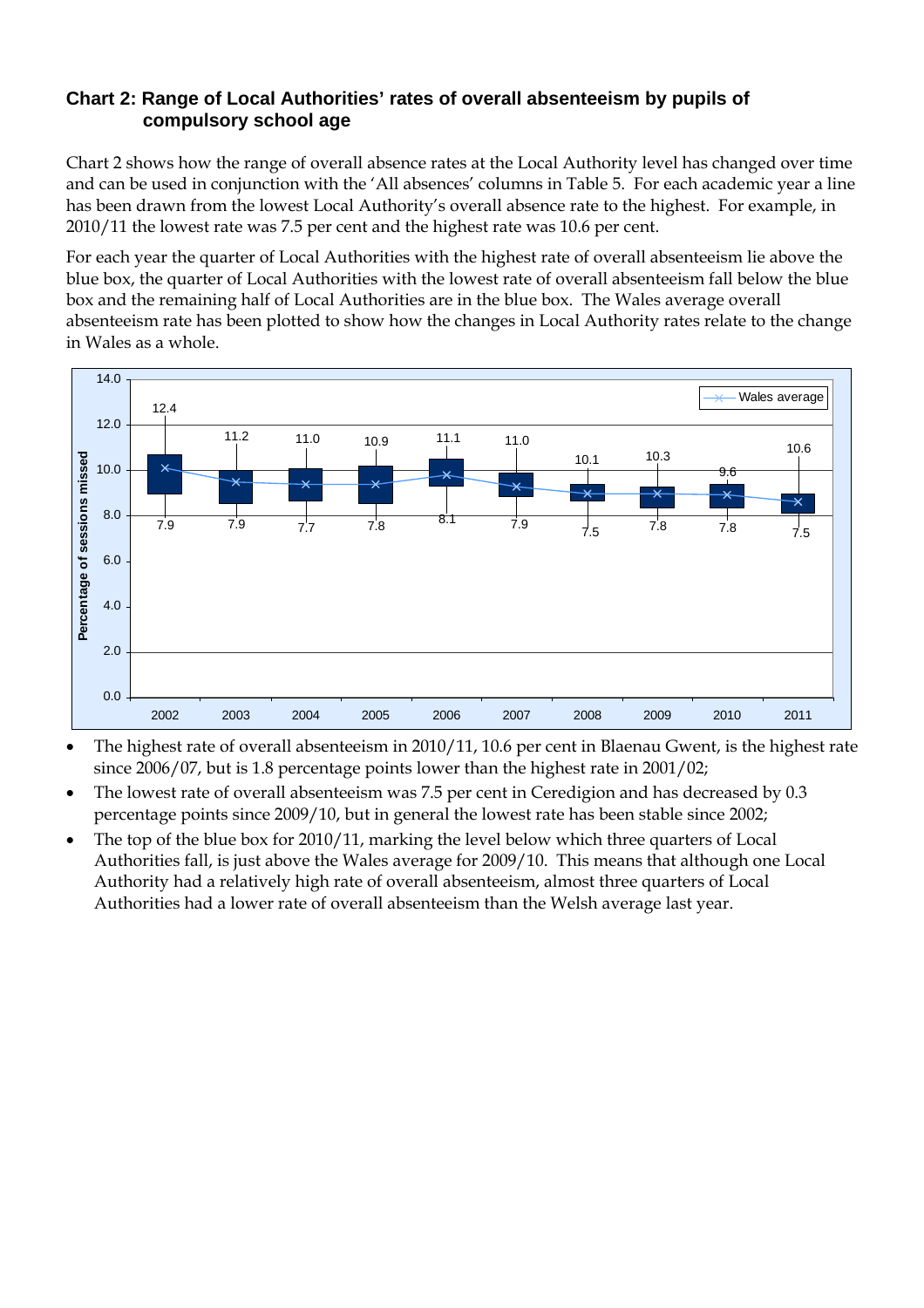### Chart 2: Range of Local Authorities' rates of overall absenteeism by pupils of compulsory school age

Chart 2 shows how the range of overall absence rates at the Local Authority level has changed over time and can be used in conjunction with the 'All absences' columns in Table 5. For each academic year a line has been drawn from the lowest Local Authority's overall absence rate to the highest. For example, in 2010/11 the lowest rate was 7.5 per cent and the highest rate was 10.6 per cent.

For each year the quarter of Local Authorities with the highest rate of overall absenteeism lie above the blue box, the quarter of Local Authorities with the lowest rate of overall absenteeism fall below the blue box and the remaining half of Local Authorities are in the blue box. The Wales average overall absenteeism rate has been plotted to show how the changes in Local Authority rates relate to the change in Wales as a whole.

| Year | Lowest rate | Highest rate |
|---|---|---|
| 2002 | 7.9 | 12.4 |
| 2003 | 7.9 | 11.2 |
| 2004 | 7.7 | 11.0 |
| 2005 | 7.8 | 10.9 |
| 2006 | 8.1 | 11.1 |
| 2007 | 7.9 | 11.0 |
| 2008 | 7.5 | 10.1 |
| 2009 | 7.8 | 10.3 |
| 2010 | 7.8 | 9.6 |
| 2011 | 7.5 | 10.6 |

Y-axis: Percentage of sessions missed. Legend: Wales average.

- The highest rate of overall absenteeism in 2010/11, 10.6 per cent in Blaenau Gwent, is the highest rate since 2006/07, but is 1.8 percentage points lower than the highest rate in 2001/02;
- The lowest rate of overall absenteeism was 7.5 per cent in Ceredigion and has decreased by 0.3 percentage points since 2009/10, but in general the lowest rate has been stable since 2002;
- The top of the blue box for 2010/11, marking the level below which three quarters of Local Authorities fall, is just above the Wales average for 2009/10. This means that although one Local Authority had a relatively high rate of overall absenteeism, almost three quarters of Local Authorities had a lower rate of overall absenteeism than the Welsh average last year.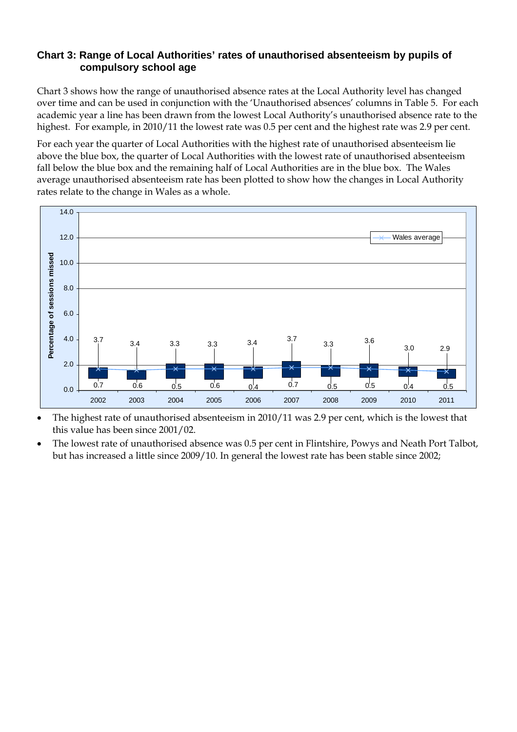### Chart 3: Range of Local Authorities' rates of unauthorised absenteeism by pupils of compulsory school age

Chart 3 shows how the range of unauthorised absence rates at the Local Authority level has changed over time and can be used in conjunction with the 'Unauthorised absences' columns in Table 5. For each academic year a line has been drawn from the lowest Local Authority's unauthorised absence rate to the highest. For example, in 2010/11 the lowest rate was 0.5 per cent and the highest rate was 2.9 per cent.

For each year the quarter of Local Authorities with the highest rate of unauthorised absenteeism lie above the blue box, the quarter of Local Authorities with the lowest rate of unauthorised absenteeism fall below the blue box and the remaining half of Local Authorities are in the blue box. The Wales average unauthorised absenteeism rate has been plotted to show how the changes in Local Authority rates relate to the change in Wales as a whole.

| Year | Lowest | Highest |
|---|---|---|
| 2002 | 0.7 | 3.7 |
| 2003 | 0.6 | 3.4 |
| 2004 | 0.5 | 3.3 |
| 2005 | 0.6 | 3.3 |
| 2006 | 0.4 | 3.4 |
| 2007 | 0.7 | 3.7 |
| 2008 | 0.5 | 3.3 |
| 2009 | 0.5 | 3.6 |
| 2010 | 0.4 | 3.0 |
| 2011 | 0.5 | 2.9 |

- The highest rate of unauthorised absenteeism in 2010/11 was 2.9 per cent, which is the lowest that this value has been since 2001/02.
- The lowest rate of unauthorised absence was 0.5 per cent in Flintshire, Powys and Neath Port Talbot, but has increased a little since 2009/10. In general the lowest rate has been stable since 2002;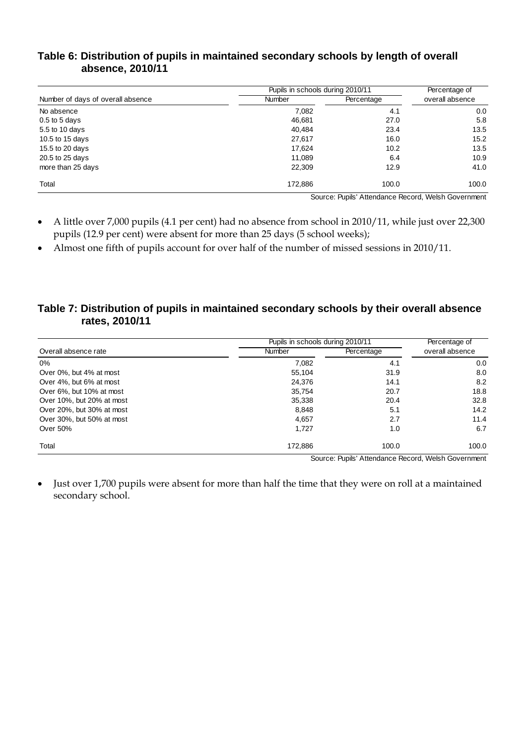## Table 6: Distribution of pupils in maintained secondary schools by length of overall absence, 2010/11

| Number of days of overall absence | Pupils in schools during 2010/11 | | Percentage of overall absence |
|---|---|---|---|
| | Number | Percentage | |
| No absence | 7,082 | 4.1 | 0.0 |
| 0.5 to 5 days | 46,681 | 27.0 | 5.8 |
| 5.5 to 10 days | 40,484 | 23.4 | 13.5 |
| 10.5 to 15 days | 27,617 | 16.0 | 15.2 |
| 15.5 to 20 days | 17,624 | 10.2 | 13.5 |
| 20.5 to 25 days | 11,089 | 6.4 | 10.9 |
| more than 25 days | 22,309 | 12.9 | 41.0 |
| Total | 172,886 | 100.0 | 100.0 |

Source: Pupils' Attendance Record, Welsh Government

- A little over 7,000 pupils (4.1 per cent) had no absence from school in 2010/11, while just over 22,300 pupils (12.9 per cent) were absent for more than 25 days (5 school weeks);
- Almost one fifth of pupils account for over half of the number of missed sessions in 2010/11.

## Table 7: Distribution of pupils in maintained secondary schools by their overall absence rates, 2010/11

| Overall absence rate | Pupils in schools during 2010/11 | | Percentage of overall absence |
|---|---|---|---|
| | Number | Percentage | |
| 0% | 7,082 | 4.1 | 0.0 |
| Over 0%, but 4% at most | 55,104 | 31.9 | 8.0 |
| Over 4%, but 6% at most | 24,376 | 14.1 | 8.2 |
| Over 6%, but 10% at most | 35,754 | 20.7 | 18.8 |
| Over 10%, but 20% at most | 35,338 | 20.4 | 32.8 |
| Over 20%, but 30% at most | 8,848 | 5.1 | 14.2 |
| Over 30%, but 50% at most | 4,657 | 2.7 | 11.4 |
| Over 50% | 1,727 | 1.0 | 6.7 |
| Total | 172,886 | 100.0 | 100.0 |

Source: Pupils' Attendance Record, Welsh Government

- Just over 1,700 pupils were absent for more than half the time that they were on roll at a maintained secondary school.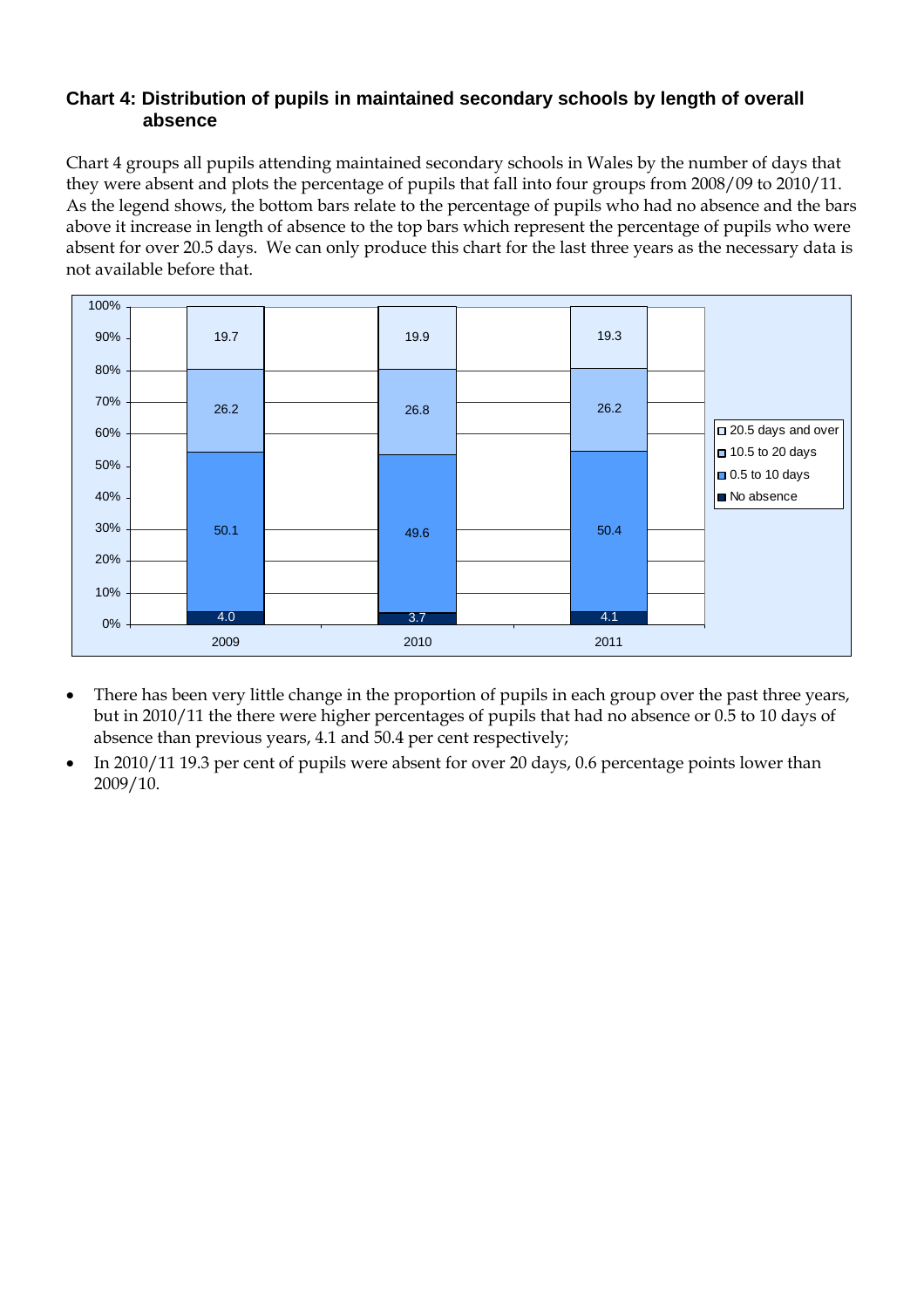### Chart 4: Distribution of pupils in maintained secondary schools by length of overall absence

Chart 4 groups all pupils attending maintained secondary schools in Wales by the number of days that they were absent and plots the percentage of pupils that fall into four groups from 2008/09 to 2010/11. As the legend shows, the bottom bars relate to the percentage of pupils who had no absence and the bars above it increase in length of absence to the top bars which represent the percentage of pupils who were absent for over 20.5 days. We can only produce this chart for the last three years as the necessary data is not available before that.

| | 2009 | 2010 | 2011 |
|---|---|---|---|
| 20.5 days and over | 19.7 | 19.9 | 19.3 |
| 10.5 to 20 days | 26.2 | 26.8 | 26.2 |
| 0.5 to 10 days | 50.1 | 49.6 | 50.4 |
| No absence | 4.0 | 3.7 | 4.1 |

- There has been very little change in the proportion of pupils in each group over the past three years, but in 2010/11 the there were higher percentages of pupils that had no absence or 0.5 to 10 days of absence than previous years, 4.1 and 50.4 per cent respectively;
- In 2010/11 19.3 per cent of pupils were absent for over 20 days, 0.6 percentage points lower than 2009/10.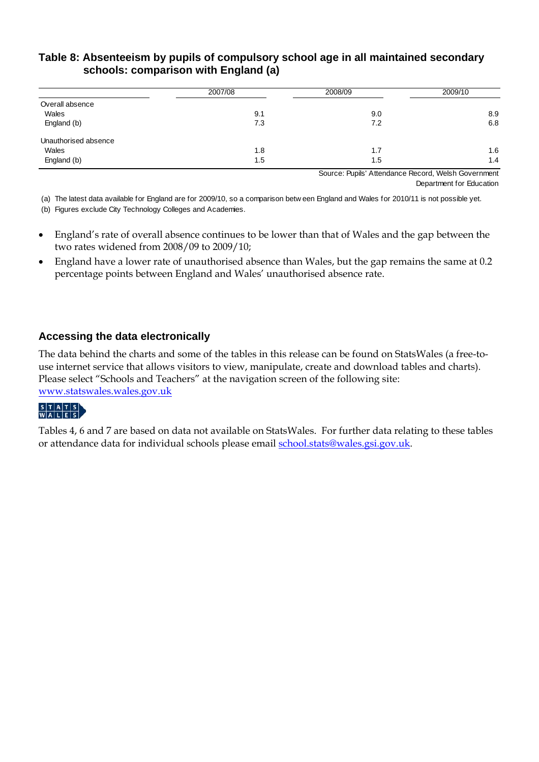### Table 8: Absenteeism by pupils of compulsory school age in all maintained secondary schools: comparison with England (a)

| | 2007/08 | 2008/09 | 2009/10 |
|---|---|---|---|
| Overall absence | | | |
| Wales | 9.1 | 9.0 | 8.9 |
| England (b) | 7.3 | 7.2 | 6.8 |
| Unauthorised absence | | | |
| Wales | 1.8 | 1.7 | 1.6 |
| England (b) | 1.5 | 1.5 | 1.4 |

Source: Pupils' Attendance Record, Welsh Government
Department for Education

(a) The latest data available for England are for 2009/10, so a comparison between England and Wales for 2010/11 is not possible yet.

(b) Figures exclude City Technology Colleges and Academies.

- England's rate of overall absence continues to be lower than that of Wales and the gap between the two rates widened from 2008/09 to 2009/10;
- England have a lower rate of unauthorised absence than Wales, but the gap remains the same at 0.2 percentage points between England and Wales' unauthorised absence rate.

### Accessing the data electronically

The data behind the charts and some of the tables in this release can be found on StatsWales (a free-to-use internet service that allows visitors to view, manipulate, create and download tables and charts). Please select "Schools and Teachers" at the navigation screen of the following site: [www.statswales.wales.gov.uk](http://www.statswales.wales.gov.uk)

STATS WALES

Tables 4, 6 and 7 are based on data not available on StatsWales. For further data relating to these tables or attendance data for individual schools please email [school.stats@wales.gsi.gov.uk](mailto:school.stats@wales.gsi.gov.uk).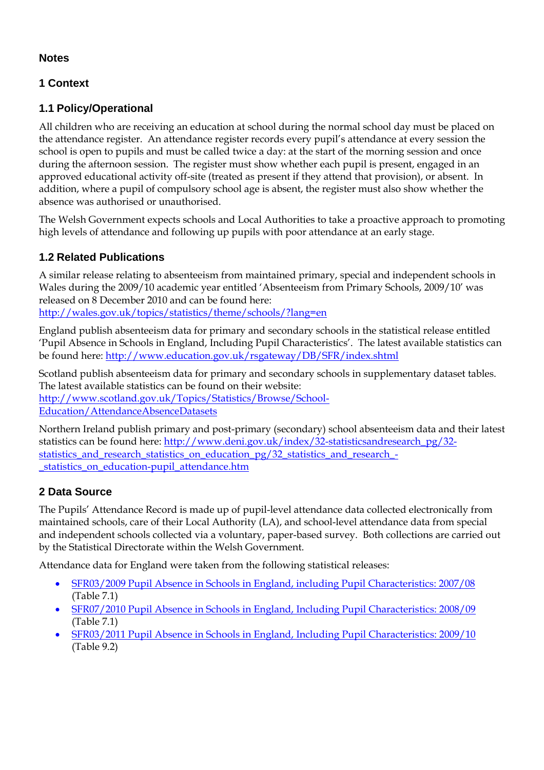## Notes

## 1 Context

### 1.1 Policy/Operational

All children who are receiving an education at school during the normal school day must be placed on the attendance register. An attendance register records every pupil's attendance at every session the school is open to pupils and must be called twice a day: at the start of the morning session and once during the afternoon session. The register must show whether each pupil is present, engaged in an approved educational activity off-site (treated as present if they attend that provision), or absent. In addition, where a pupil of compulsory school age is absent, the register must also show whether the absence was authorised or unauthorised.

The Welsh Government expects schools and Local Authorities to take a proactive approach to promoting high levels of attendance and following up pupils with poor attendance at an early stage.

### 1.2 Related Publications

A similar release relating to absenteeism from maintained primary, special and independent schools in Wales during the 2009/10 academic year entitled 'Absenteeism from Primary Schools, 2009/10' was released on 8 December 2010 and can be found here: http://wales.gov.uk/topics/statistics/theme/schools/?lang=en

England publish absenteeism data for primary and secondary schools in the statistical release entitled 'Pupil Absence in Schools in England, Including Pupil Characteristics'. The latest available statistics can be found here: http://www.education.gov.uk/rsgateway/DB/SFR/index.shtml

Scotland publish absenteeism data for primary and secondary schools in supplementary dataset tables. The latest available statistics can be found on their website: http://www.scotland.gov.uk/Topics/Statistics/Browse/School-Education/AttendanceAbsenceDatasets

Northern Ireland publish primary and post-primary (secondary) school absenteeism data and their latest statistics can be found here: http://www.deni.gov.uk/index/32-statisticsandresearch_pg/32-statistics_and_research_statistics_on_education_pg/32_statistics_and_research_-_statistics_on_education-pupil_attendance.htm

## 2 Data Source

The Pupils' Attendance Record is made up of pupil-level attendance data collected electronically from maintained schools, care of their Local Authority (LA), and school-level attendance data from special and independent schools collected via a voluntary, paper-based survey. Both collections are carried out by the Statistical Directorate within the Welsh Government.

Attendance data for England were taken from the following statistical releases:

- SFR03/2009 Pupil Absence in Schools in England, including Pupil Characteristics: 2007/08 (Table 7.1)
- SFR07/2010 Pupil Absence in Schools in England, Including Pupil Characteristics: 2008/09 (Table 7.1)
- SFR03/2011 Pupil Absence in Schools in England, Including Pupil Characteristics: 2009/10 (Table 9.2)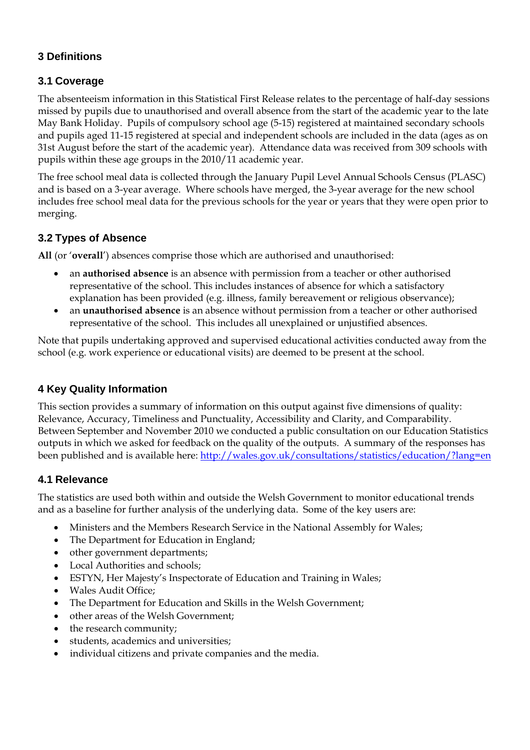## 3 Definitions

### 3.1 Coverage

The absenteeism information in this Statistical First Release relates to the percentage of half-day sessions missed by pupils due to unauthorised and overall absence from the start of the academic year to the late May Bank Holiday. Pupils of compulsory school age (5-15) registered at maintained secondary schools and pupils aged 11-15 registered at special and independent schools are included in the data (ages as on 31st August before the start of the academic year). Attendance data was received from 309 schools with pupils within these age groups in the 2010/11 academic year.

The free school meal data is collected through the January Pupil Level Annual Schools Census (PLASC) and is based on a 3-year average. Where schools have merged, the 3-year average for the new school includes free school meal data for the previous schools for the year or years that they were open prior to merging.

### 3.2 Types of Absence

**All** (or '**overall**') absences comprise those which are authorised and unauthorised:

- an **authorised absence** is an absence with permission from a teacher or other authorised representative of the school. This includes instances of absence for which a satisfactory explanation has been provided (e.g. illness, family bereavement or religious observance);
- an **unauthorised absence** is an absence without permission from a teacher or other authorised representative of the school. This includes all unexplained or unjustified absences.

Note that pupils undertaking approved and supervised educational activities conducted away from the school (e.g. work experience or educational visits) are deemed to be present at the school.

## 4 Key Quality Information

This section provides a summary of information on this output against five dimensions of quality: Relevance, Accuracy, Timeliness and Punctuality, Accessibility and Clarity, and Comparability. Between September and November 2010 we conducted a public consultation on our Education Statistics outputs in which we asked for feedback on the quality of the outputs. A summary of the responses has been published and is available here: http://wales.gov.uk/consultations/statistics/education/?lang=en

### 4.1 Relevance

The statistics are used both within and outside the Welsh Government to monitor educational trends and as a baseline for further analysis of the underlying data. Some of the key users are:

- Ministers and the Members Research Service in the National Assembly for Wales;
- The Department for Education in England;
- other government departments;
- Local Authorities and schools;
- ESTYN, Her Majesty's Inspectorate of Education and Training in Wales;
- Wales Audit Office;
- The Department for Education and Skills in the Welsh Government;
- other areas of the Welsh Government;
- the research community;
- students, academics and universities;
- individual citizens and private companies and the media.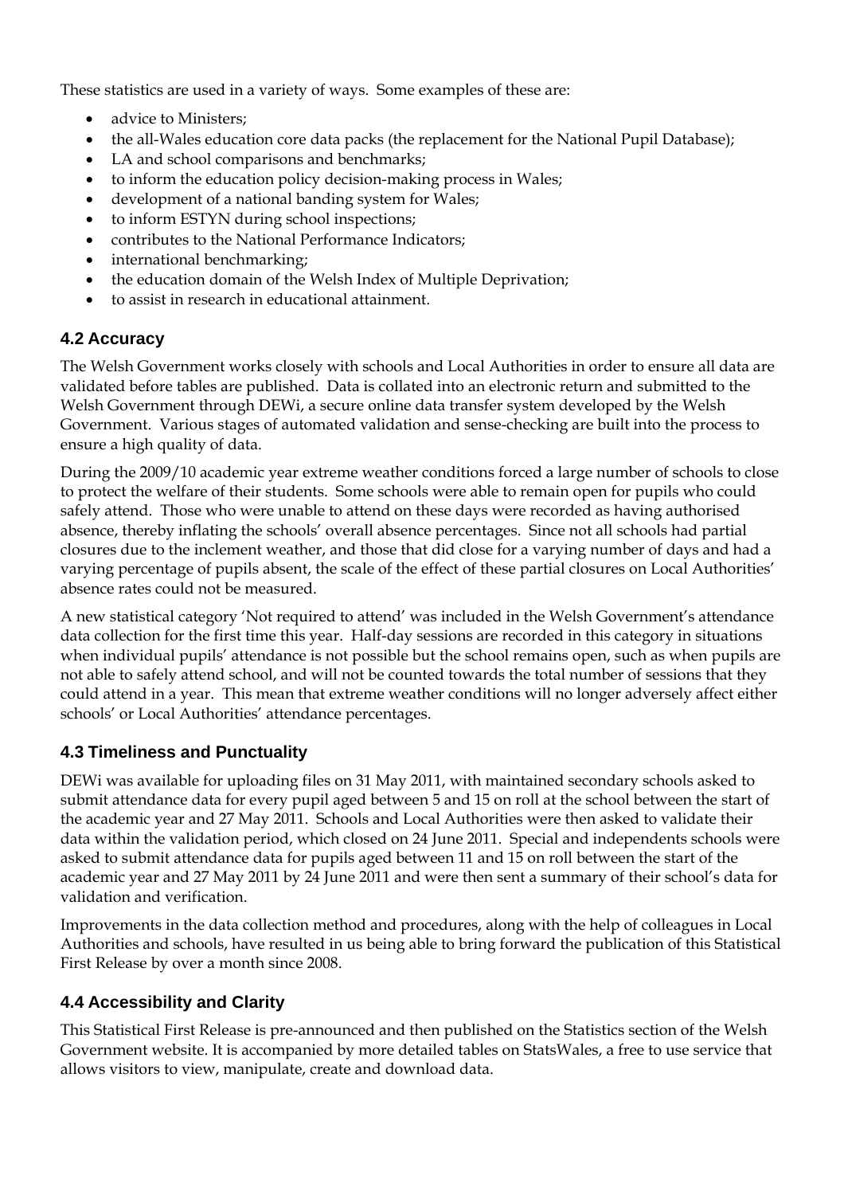These statistics are used in a variety of ways. Some examples of these are:

- advice to Ministers;
- the all-Wales education core data packs (the replacement for the National Pupil Database);
- LA and school comparisons and benchmarks;
- to inform the education policy decision-making process in Wales;
- development of a national banding system for Wales;
- to inform ESTYN during school inspections;
- contributes to the National Performance Indicators;
- international benchmarking;
- the education domain of the Welsh Index of Multiple Deprivation;
- to assist in research in educational attainment.

## 4.2 Accuracy

The Welsh Government works closely with schools and Local Authorities in order to ensure all data are validated before tables are published. Data is collated into an electronic return and submitted to the Welsh Government through DEWi, a secure online data transfer system developed by the Welsh Government. Various stages of automated validation and sense-checking are built into the process to ensure a high quality of data.

During the 2009/10 academic year extreme weather conditions forced a large number of schools to close to protect the welfare of their students. Some schools were able to remain open for pupils who could safely attend. Those who were unable to attend on these days were recorded as having authorised absence, thereby inflating the schools' overall absence percentages. Since not all schools had partial closures due to the inclement weather, and those that did close for a varying number of days and had a varying percentage of pupils absent, the scale of the effect of these partial closures on Local Authorities' absence rates could not be measured.

A new statistical category 'Not required to attend' was included in the Welsh Government's attendance data collection for the first time this year. Half-day sessions are recorded in this category in situations when individual pupils' attendance is not possible but the school remains open, such as when pupils are not able to safely attend school, and will not be counted towards the total number of sessions that they could attend in a year. This mean that extreme weather conditions will no longer adversely affect either schools' or Local Authorities' attendance percentages.

## 4.3 Timeliness and Punctuality

DEWi was available for uploading files on 31 May 2011, with maintained secondary schools asked to submit attendance data for every pupil aged between 5 and 15 on roll at the school between the start of the academic year and 27 May 2011. Schools and Local Authorities were then asked to validate their data within the validation period, which closed on 24 June 2011. Special and independents schools were asked to submit attendance data for pupils aged between 11 and 15 on roll between the start of the academic year and 27 May 2011 by 24 June 2011 and were then sent a summary of their school's data for validation and verification.

Improvements in the data collection method and procedures, along with the help of colleagues in Local Authorities and schools, have resulted in us being able to bring forward the publication of this Statistical First Release by over a month since 2008.

## 4.4 Accessibility and Clarity

This Statistical First Release is pre-announced and then published on the Statistics section of the Welsh Government website. It is accompanied by more detailed tables on StatsWales, a free to use service that allows visitors to view, manipulate, create and download data.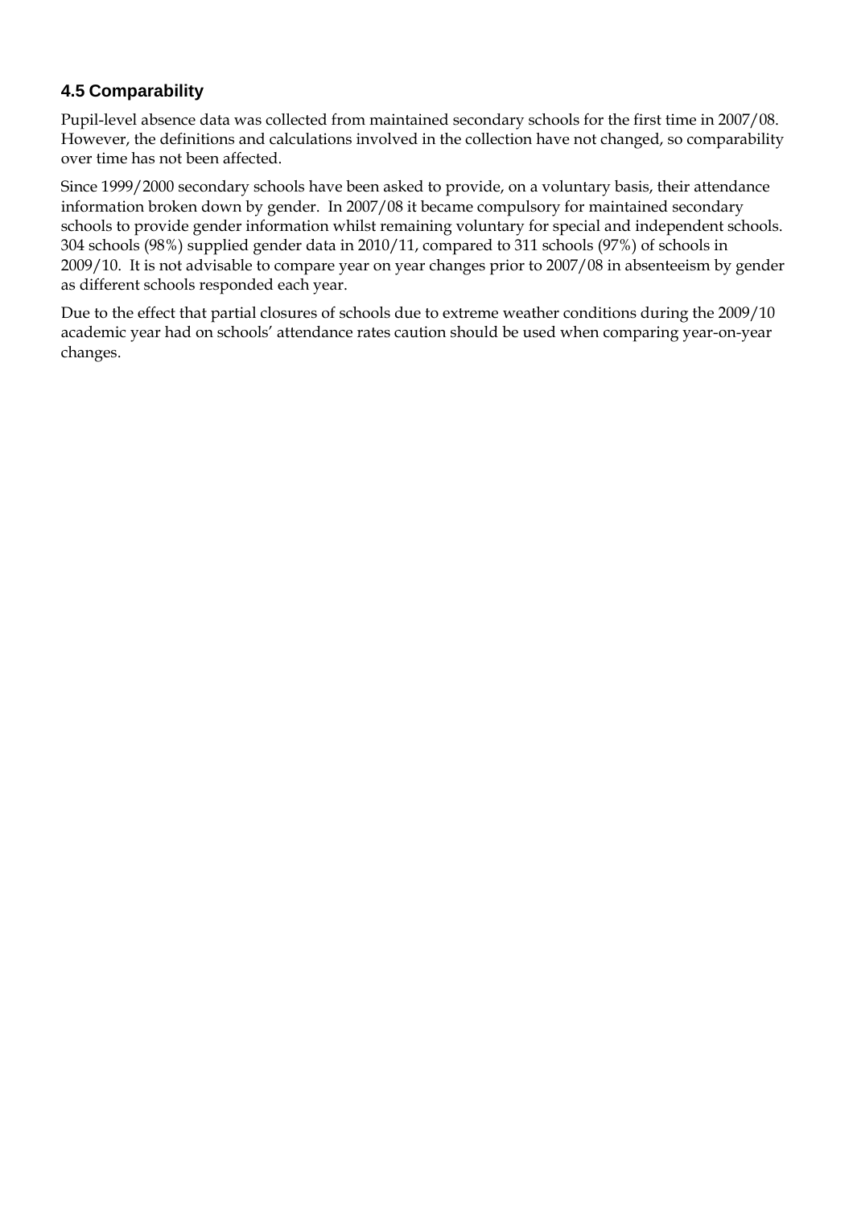### 4.5 Comparability

Pupil-level absence data was collected from maintained secondary schools for the first time in 2007/08. However, the definitions and calculations involved in the collection have not changed, so comparability over time has not been affected.

Since 1999/2000 secondary schools have been asked to provide, on a voluntary basis, their attendance information broken down by gender. In 2007/08 it became compulsory for maintained secondary schools to provide gender information whilst remaining voluntary for special and independent schools. 304 schools (98%) supplied gender data in 2010/11, compared to 311 schools (97%) of schools in 2009/10. It is not advisable to compare year on year changes prior to 2007/08 in absenteeism by gender as different schools responded each year.

Due to the effect that partial closures of schools due to extreme weather conditions during the 2009/10 academic year had on schools' attendance rates caution should be used when comparing year-on-year changes.